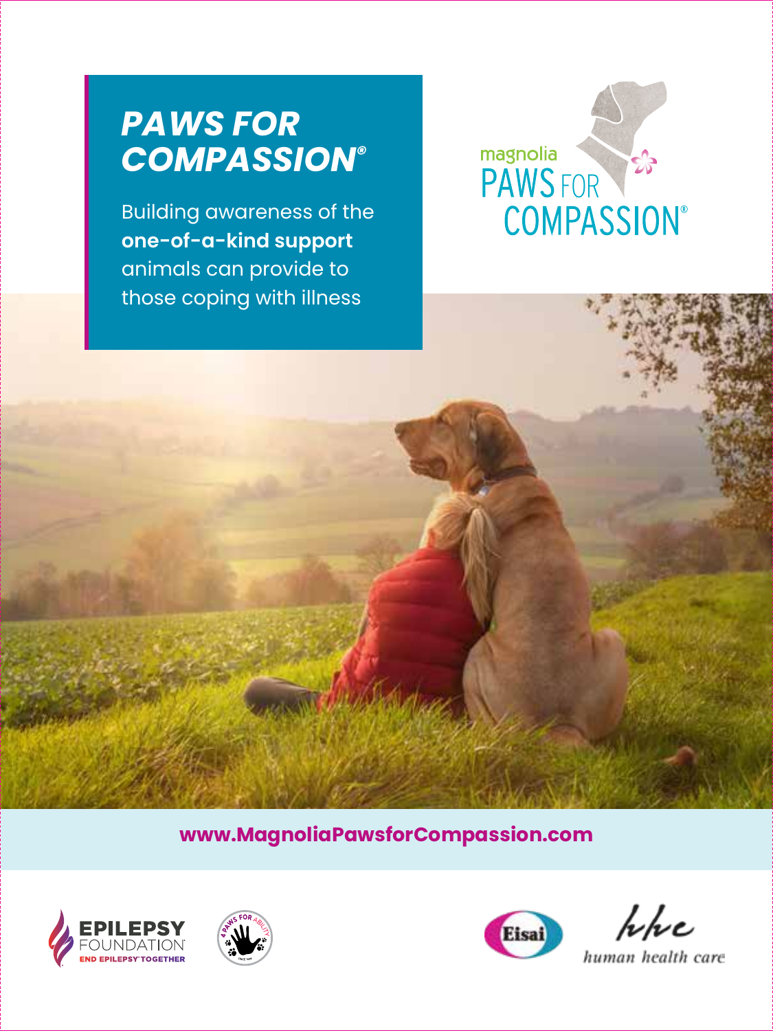# *PAWS FOR COMPASSION®*

Building awareness of the **one-of-a-kind support** animals can provide to those coping with illness

magnolia PAWS FOR COMPASSION®

**www.MagnoliaPawsforCompassion.com**

EPILEPSY FOUNDATION END EPILEPSY TOGETHER

4 PAWS FOR ABILITY

Eisai

hhc human health care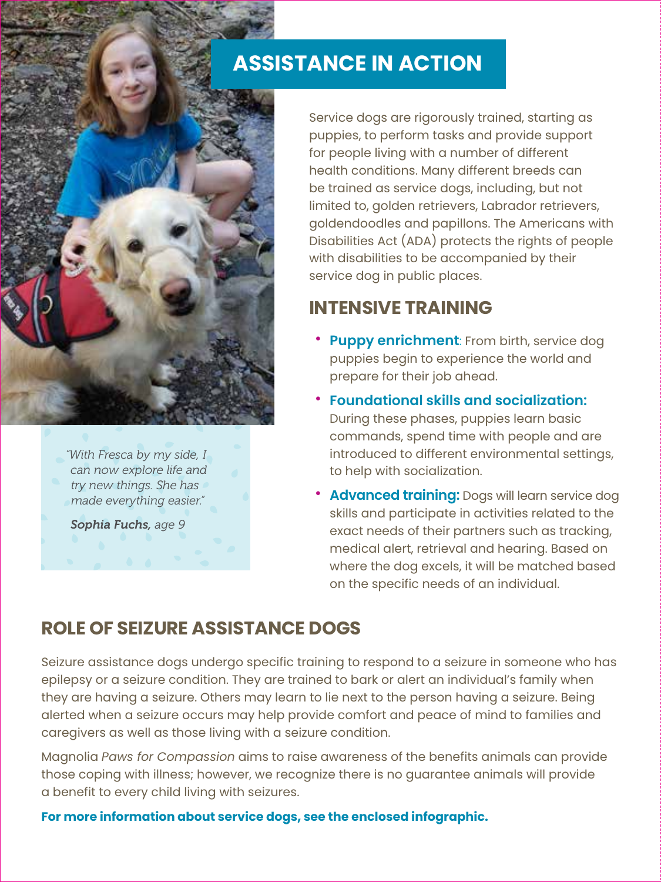# ASSISTANCE IN ACTION

Service dogs are rigorously trained, starting as puppies, to perform tasks and provide support for people living with a number of different health conditions. Many different breeds can be trained as service dogs, including, but not limited to, golden retrievers, Labrador retrievers, goldendoodles and papillons. The Americans with Disabilities Act (ADA) protects the rights of people with disabilities to be accompanied by their service dog in public places.

*"With Fresca by my side, I can now explore life and try new things. She has made everything easier."*

***Sophia Fuchs**, age 9*

## INTENSIVE TRAINING

- **Puppy enrichment**: From birth, service dog puppies begin to experience the world and prepare for their job ahead.
- **Foundational skills and socialization:** During these phases, puppies learn basic commands, spend time with people and are introduced to different environmental settings, to help with socialization.
- **Advanced training:** Dogs will learn service dog skills and participate in activities related to the exact needs of their partners such as tracking, medical alert, retrieval and hearing. Based on where the dog excels, it will be matched based on the specific needs of an individual.

## ROLE OF SEIZURE ASSISTANCE DOGS

Seizure assistance dogs undergo specific training to respond to a seizure in someone who has epilepsy or a seizure condition. They are trained to bark or alert an individual's family when they are having a seizure. Others may learn to lie next to the person having a seizure. Being alerted when a seizure occurs may help provide comfort and peace of mind to families and caregivers as well as those living with a seizure condition.

Magnolia *Paws for Compassion* aims to raise awareness of the benefits animals can provide those coping with illness; however, we recognize there is no guarantee animals will provide a benefit to every child living with seizures.

**For more information about service dogs, see the enclosed infographic.**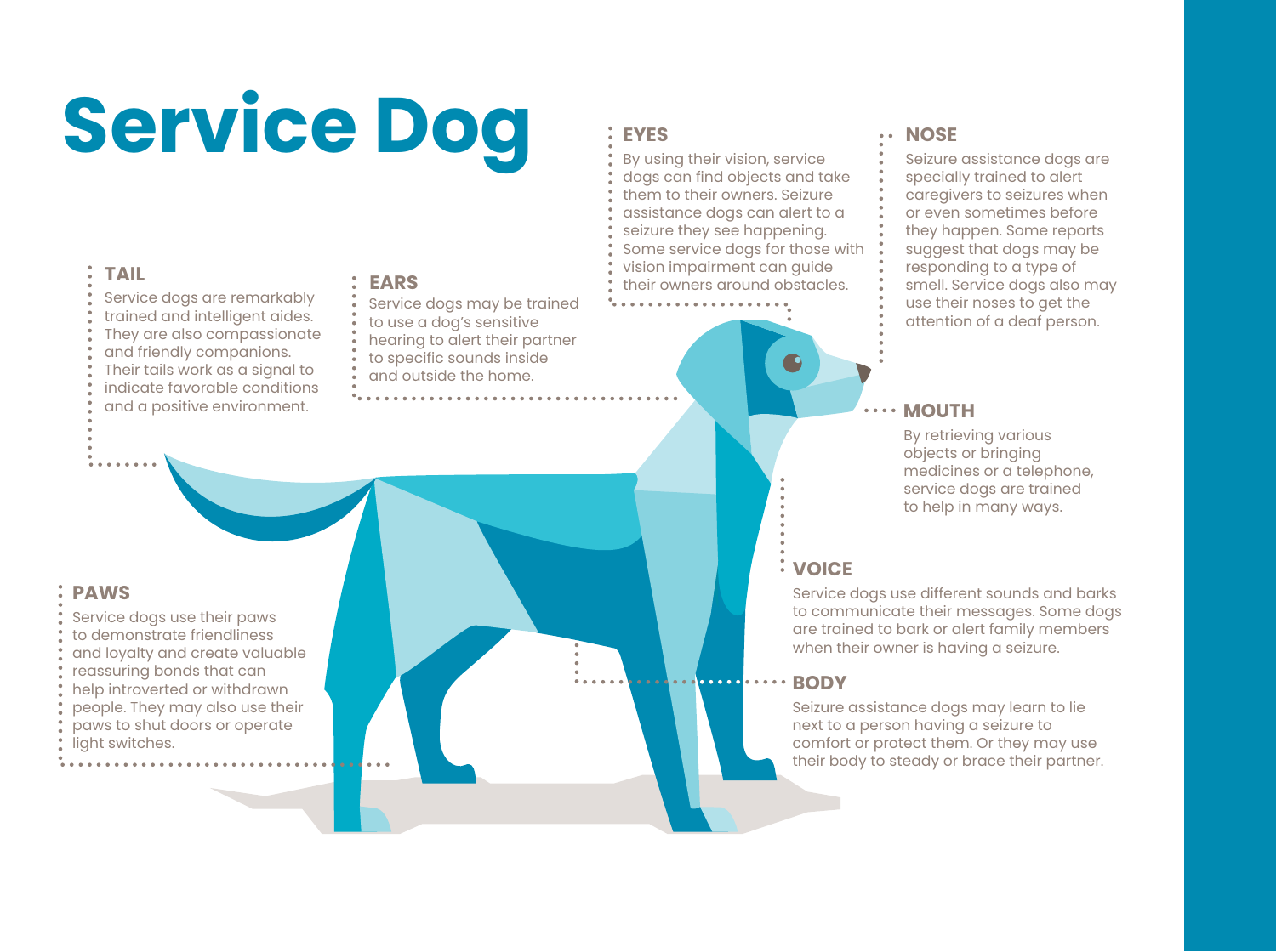# Service Dog

## TAIL

Service dogs are remarkably trained and intelligent aides. They are also compassionate and friendly companions. Their tails work as a signal to indicate favorable conditions and a positive environment.

## EARS

Service dogs may be trained to use a dog's sensitive hearing to alert their partner to specific sounds inside and outside the home.

## EYES

By using their vision, service dogs can find objects and take them to their owners. Seizure assistance dogs can alert to a seizure they see happening. Some service dogs for those with vision impairment can guide their owners around obstacles.

## NOSE

Seizure assistance dogs are specially trained to alert caregivers to seizures when or even sometimes before they happen. Some reports suggest that dogs may be responding to a type of smell. Service dogs also may use their noses to get the attention of a deaf person.

## MOUTH

By retrieving various objects or bringing medicines or a telephone, service dogs are trained to help in many ways.

## VOICE

Service dogs use different sounds and barks to communicate their messages. Some dogs are trained to bark or alert family members when their owner is having a seizure.

## BODY

Seizure assistance dogs may learn to lie next to a person having a seizure to comfort or protect them. Or they may use their body to steady or brace their partner.

## PAWS

Service dogs use their paws to demonstrate friendliness and loyalty and create valuable reassuring bonds that can help introverted or withdrawn people. They may also use their paws to shut doors or operate light switches.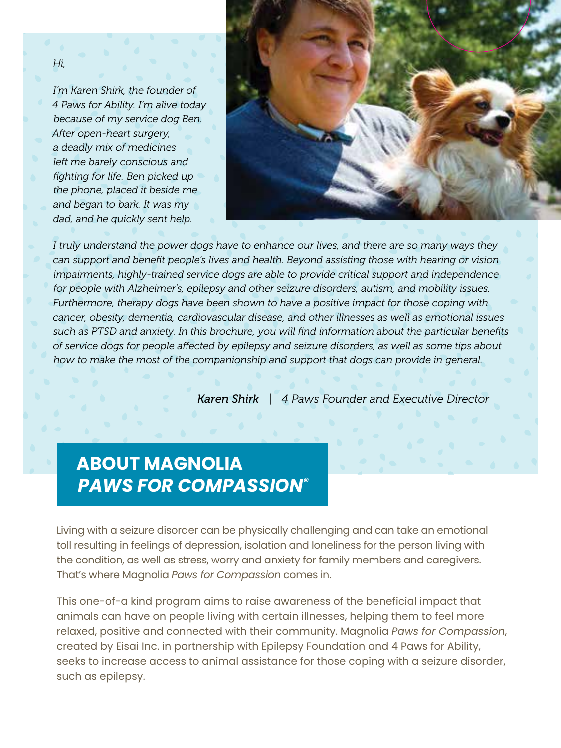*Hi,*

*I'm Karen Shirk, the founder of 4 Paws for Ability. I'm alive today because of my service dog Ben. After open-heart surgery, a deadly mix of medicines left me barely conscious and fighting for life. Ben picked up the phone, placed it beside me and began to bark. It was my dad, and he quickly sent help.*

*I truly understand the power dogs have to enhance our lives, and there are so many ways they can support and benefit people's lives and health. Beyond assisting those with hearing or vision impairments, highly-trained service dogs are able to provide critical support and independence for people with Alzheimer's, epilepsy and other seizure disorders, autism, and mobility issues. Furthermore, therapy dogs have been shown to have a positive impact for those coping with cancer, obesity, dementia, cardiovascular disease, and other illnesses as well as emotional issues such as PTSD and anxiety. In this brochure, you will find information about the particular benefits of service dogs for people affected by epilepsy and seizure disorders, as well as some tips about how to make the most of the companionship and support that dogs can provide in general.*

*Karen Shirk | 4 Paws Founder and Executive Director*

## ABOUT MAGNOLIA *PAWS FOR COMPASSION®*

Living with a seizure disorder can be physically challenging and can take an emotional toll resulting in feelings of depression, isolation and loneliness for the person living with the condition, as well as stress, worry and anxiety for family members and caregivers. That's where Magnolia *Paws for Compassion* comes in.

This one-of-a kind program aims to raise awareness of the beneficial impact that animals can have on people living with certain illnesses, helping them to feel more relaxed, positive and connected with their community. Magnolia *Paws for Compassion*, created by Eisai Inc. in partnership with Epilepsy Foundation and 4 Paws for Ability, seeks to increase access to animal assistance for those coping with a seizure disorder, such as epilepsy.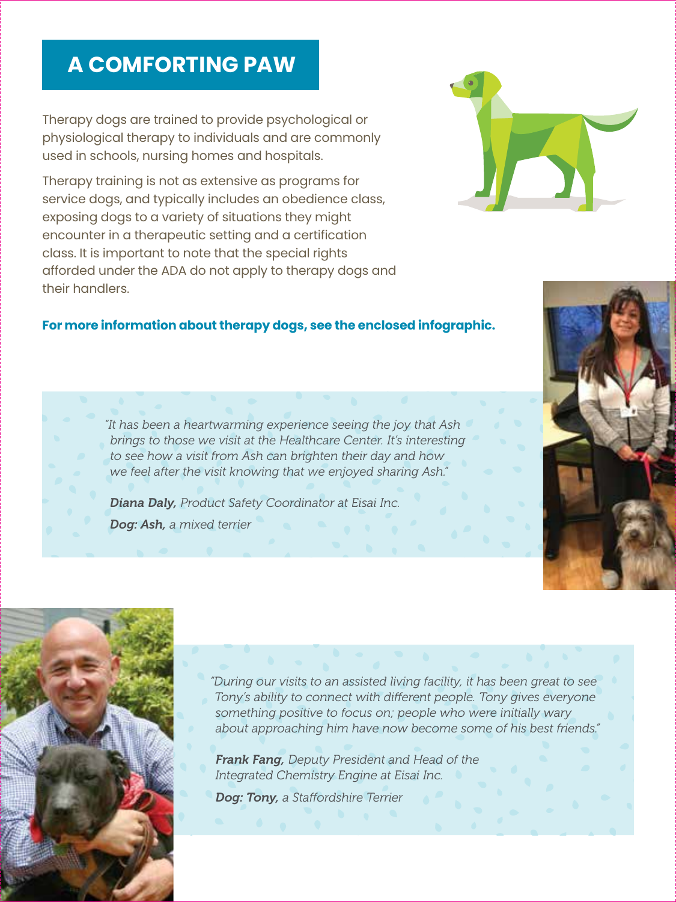# A COMFORTING PAW

Therapy dogs are trained to provide psychological or physiological therapy to individuals and are commonly used in schools, nursing homes and hospitals.

Therapy training is not as extensive as programs for service dogs, and typically includes an obedience class, exposing dogs to a variety of situations they might encounter in a therapeutic setting and a certification class. It is important to note that the special rights afforded under the ADA do not apply to therapy dogs and their handlers.

**For more information about therapy dogs, see the enclosed infographic.**

*"It has been a heartwarming experience seeing the joy that Ash brings to those we visit at the Healthcare Center. It's interesting to see how a visit from Ash can brighten their day and how we feel after the visit knowing that we enjoyed sharing Ash."*

***Diana Daly,*** *Product Safety Coordinator at Eisai Inc.*

***Dog: Ash,*** *a mixed terrier*

*"During our visits to an assisted living facility, it has been great to see Tony's ability to connect with different people. Tony gives everyone something positive to focus on; people who were initially wary about approaching him have now become some of his best friends."*

***Frank Fang,*** *Deputy President and Head of the Integrated Chemistry Engine at Eisai Inc.*

***Dog: Tony,*** *a Staffordshire Terrier*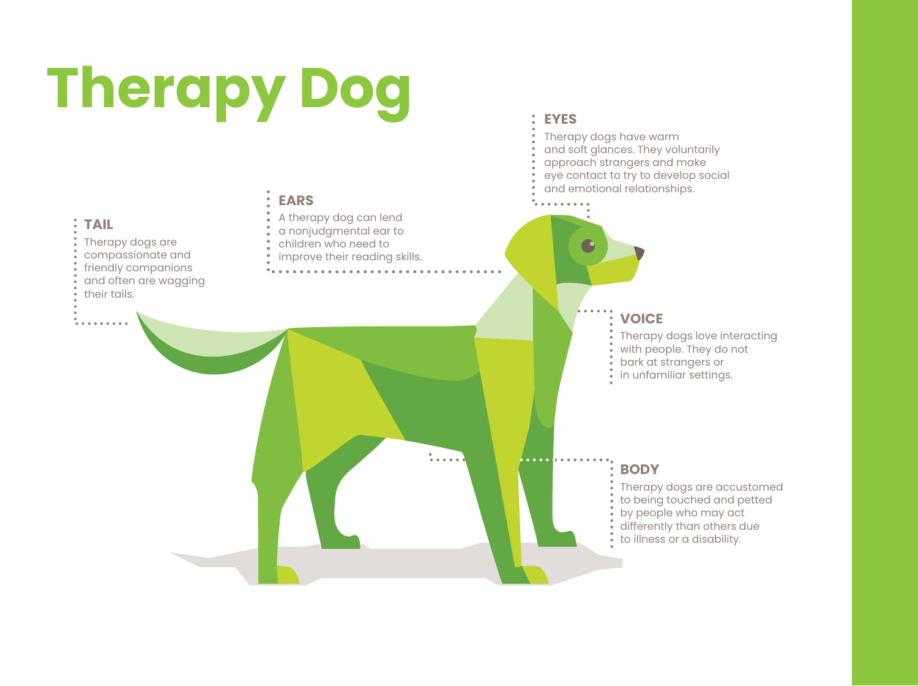# Therapy Dog

### TAIL

Therapy dogs are compassionate and friendly companions and often are wagging their tails.

### EARS

A therapy dog can lend a nonjudgmental ear to children who need to improve their reading skills.

### EYES

Therapy dogs have warm and soft glances. They voluntarily approach strangers and make eye contact to try to develop social and emotional relationships.

### VOICE

Therapy dogs love interacting with people. They do not bark at strangers or in unfamiliar settings.

### BODY

Therapy dogs are accustomed to being touched and petted by people who may act differently than others due to illness or a disability.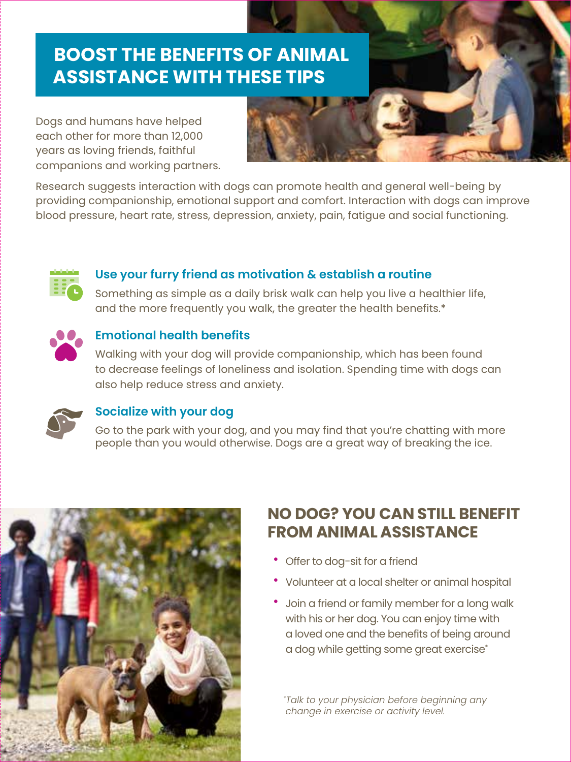# BOOST THE BENEFITS OF ANIMAL ASSISTANCE WITH THESE TIPS

Dogs and humans have helped each other for more than 12,000 years as loving friends, faithful companions and working partners.

Research suggests interaction with dogs can promote health and general well-being by providing companionship, emotional support and comfort. Interaction with dogs can improve blood pressure, heart rate, stress, depression, anxiety, pain, fatigue and social functioning.

### Use your furry friend as motivation & establish a routine

Something as simple as a daily brisk walk can help you live a healthier life, and the more frequently you walk, the greater the health benefits.*

### Emotional health benefits

Walking with your dog will provide companionship, which has been found to decrease feelings of loneliness and isolation. Spending time with dogs can also help reduce stress and anxiety.

### Socialize with your dog

Go to the park with your dog, and you may find that you're chatting with more people than you would otherwise. Dogs are a great way of breaking the ice.

## NO DOG? YOU CAN STILL BENEFIT FROM ANIMAL ASSISTANCE

- Offer to dog-sit for a friend
- Volunteer at a local shelter or animal hospital
- Join a friend or family member for a long walk with his or her dog. You can enjoy time with a loved one and the benefits of being around a dog while getting some great exercise*

*Talk to your physician before beginning any change in exercise or activity level.*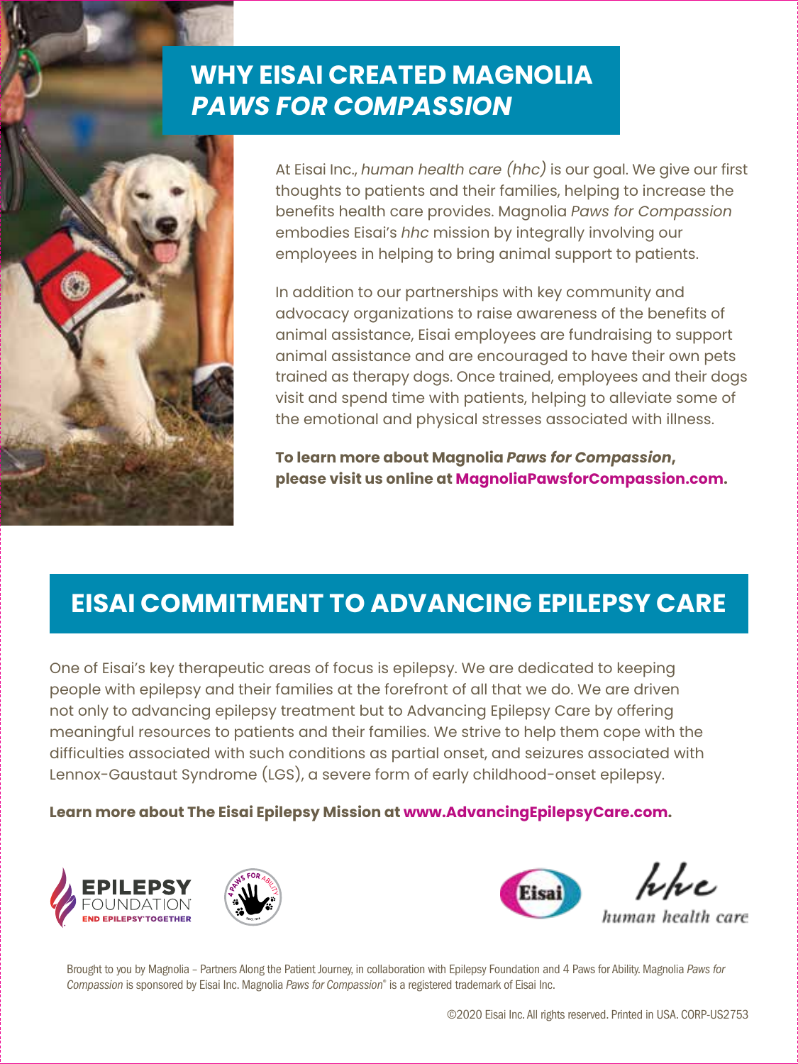## WHY EISAI CREATED MAGNOLIA *PAWS FOR COMPASSION*

At Eisai Inc., *human health care (hhc)* is our goal. We give our first thoughts to patients and their families, helping to increase the benefits health care provides. Magnolia *Paws for Compassion* embodies Eisai's *hhc* mission by integrally involving our employees in helping to bring animal support to patients.

In addition to our partnerships with key community and advocacy organizations to raise awareness of the benefits of animal assistance, Eisai employees are fundraising to support animal assistance and are encouraged to have their own pets trained as therapy dogs. Once trained, employees and their dogs visit and spend time with patients, helping to alleviate some of the emotional and physical stresses associated with illness.

**To learn more about Magnolia *Paws for Compassion*, please visit us online at MagnoliaPawsforCompassion.com.**

## EISAI COMMITMENT TO ADVANCING EPILEPSY CARE

One of Eisai's key therapeutic areas of focus is epilepsy. We are dedicated to keeping people with epilepsy and their families at the forefront of all that we do. We are driven not only to advancing epilepsy treatment but to Advancing Epilepsy Care by offering meaningful resources to patients and their families. We strive to help them cope with the difficulties associated with such conditions as partial onset, and seizures associated with Lennox-Gaustaut Syndrome (LGS), a severe form of early childhood-onset epilepsy.

**Learn more about The Eisai Epilepsy Mission at www.AdvancingEpilepsyCare.com.**

EPILEPSY FOUNDATION
END EPILEPSY TOGETHER

4 PAWS FOR ABILITY

Eisai

hhc
human health care

Brought to you by Magnolia – Partners Along the Patient Journey, in collaboration with Epilepsy Foundation and 4 Paws for Ability. Magnolia *Paws for Compassion* is sponsored by Eisai Inc. Magnolia *Paws for Compassion*® is a registered trademark of Eisai Inc.

©2020 Eisai Inc. All rights reserved. Printed in USA. CORP-US2753